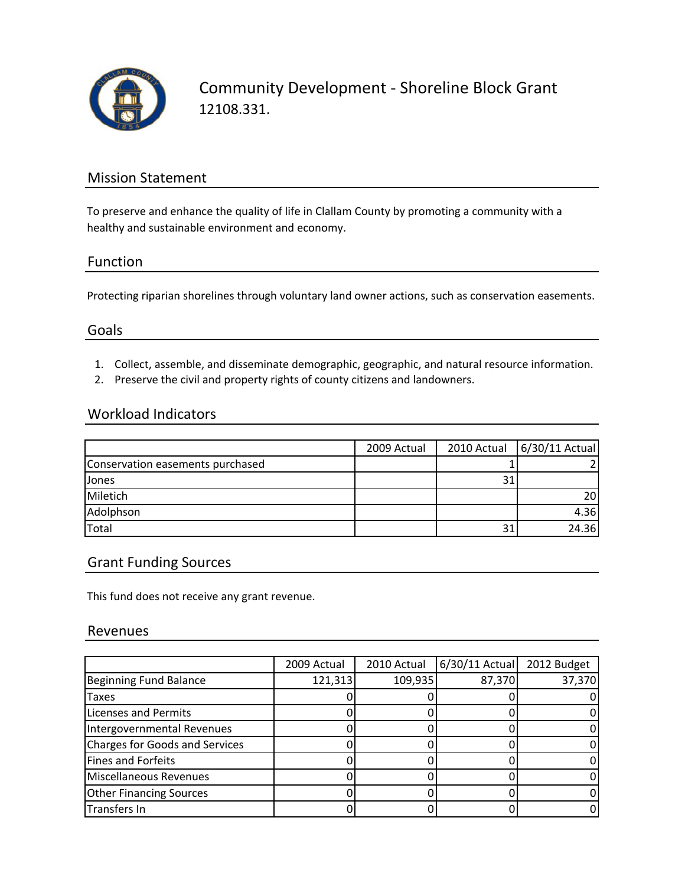# Community Development - Shoreline Block Grant

12108.331.

## Mission Statement

To preserve and enhance the quality of life in Clallam County by promoting a community with a healthy and sustainable environment and economy.

## Function

Protecting riparian shorelines through voluntary land owner actions, such as conservation easements.

## Goals

1. Collect, assemble, and disseminate demographic, geographic, and natural resource information.
2. Preserve the civil and property rights of county citizens and landowners.

## Workload Indicators

| | 2009 Actual | 2010 Actual | 6/30/11 Actual |
|---|---|---|---|
| Conservation easements purchased | | 1 | 2 |
| Jones | | 31 | |
| Miletich | | | 20 |
| Adolphson | | | 4.36 |
| Total | | 31 | 24.36 |

## Grant Funding Sources

This fund does not receive any grant revenue.

## Revenues

| | 2009 Actual | 2010 Actual | 6/30/11 Actual | 2012 Budget |
|---|---|---|---|---|
| Beginning Fund Balance | 121,313 | 109,935 | 87,370 | 37,370 |
| Taxes | 0 | 0 | 0 | 0 |
| Licenses and Permits | 0 | 0 | 0 | 0 |
| Intergovernmental Revenues | 0 | 0 | 0 | 0 |
| Charges for Goods and Services | 0 | 0 | 0 | 0 |
| Fines and Forfeits | 0 | 0 | 0 | 0 |
| Miscellaneous Revenues | 0 | 0 | 0 | 0 |
| Other Financing Sources | 0 | 0 | 0 | 0 |
| Transfers In | 0 | 0 | 0 | 0 |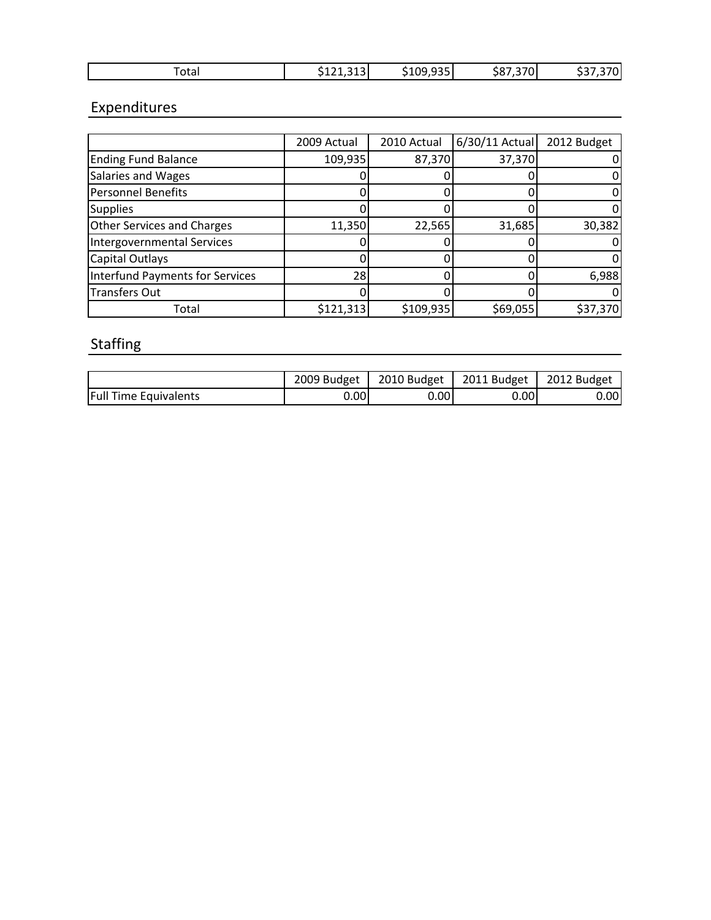| | | | | |
|---|---|---|---|---|
| Total | $121,313 | $109,935 | $87,370 | $37,370 |

## Expenditures

| | 2009 Actual | 2010 Actual | 6/30/11 Actual | 2012 Budget |
|---|---|---|---|---|
| Ending Fund Balance | 109,935 | 87,370 | 37,370 | 0 |
| Salaries and Wages | 0 | 0 | 0 | 0 |
| Personnel Benefits | 0 | 0 | 0 | 0 |
| Supplies | 0 | 0 | 0 | 0 |
| Other Services and Charges | 11,350 | 22,565 | 31,685 | 30,382 |
| Intergovernmental Services | 0 | 0 | 0 | 0 |
| Capital Outlays | 0 | 0 | 0 | 0 |
| Interfund Payments for Services | 28 | 0 | 0 | 6,988 |
| Transfers Out | 0 | 0 | 0 | 0 |
| Total | $121,313 | $109,935 | $69,055 | $37,370 |

## Staffing

| | 2009 Budget | 2010 Budget | 2011 Budget | 2012 Budget |
|---|---|---|---|---|
| Full Time Equivalents | 0.00 | 0.00 | 0.00 | 0.00 |